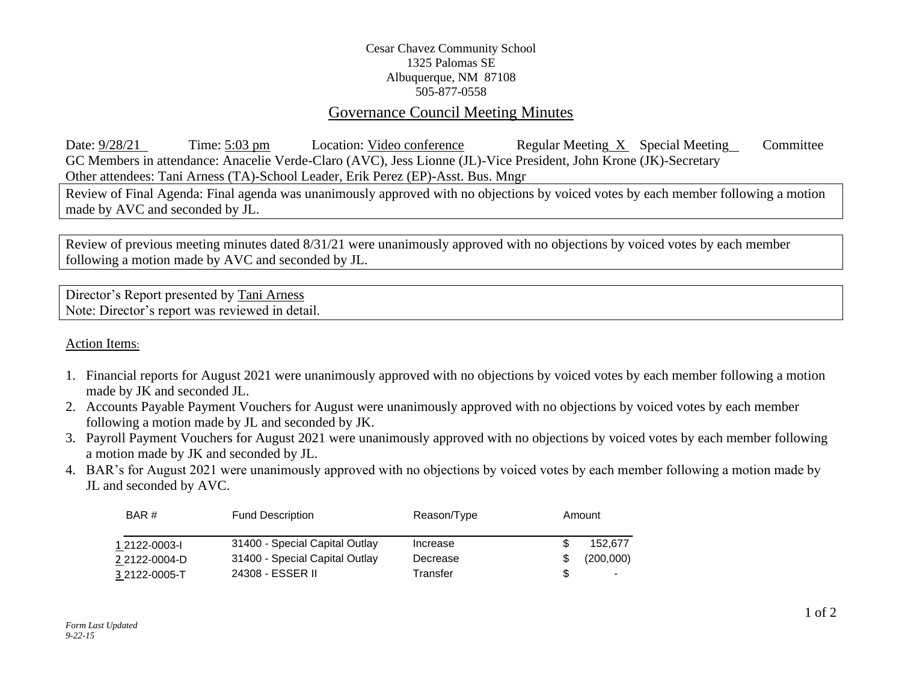Cesar Chavez Community School
1325 Palomas SE
Albuquerque, NM 87108
505-877-0558

# Governance Council Meeting Minutes

Date: 9/28/21 Time: 5:03 pm Location: Video conference Regular Meeting X Special Meeting__ Committee

GC Members in attendance: Anacelie Verde-Claro (AVC), Jess Lionne (JL)-Vice President, John Krone (JK)-Secretary

Other attendees: Tani Arness (TA)-School Leader, Erik Perez (EP)-Asst. Bus. Mngr

Review of Final Agenda: Final agenda was unanimously approved with no objections by voiced votes by each member following a motion made by AVC and seconded by JL.

Review of previous meeting minutes dated 8/31/21 were unanimously approved with no objections by voiced votes by each member following a motion made by AVC and seconded by JL.

Director's Report presented by Tani Arness

Note: Director's report was reviewed in detail.

## Action Items:

1. Financial reports for August 2021 were unanimously approved with no objections by voiced votes by each member following a motion made by JK and seconded JL.
2. Accounts Payable Payment Vouchers for August were unanimously approved with no objections by voiced votes by each member following a motion made by JL and seconded by JK.
3. Payroll Payment Vouchers for August 2021 were unanimously approved with no objections by voiced votes by each member following a motion made by JK and seconded by JL.
4. BAR's for August 2021 were unanimously approved with no objections by voiced votes by each member following a motion made by JL and seconded by AVC.

| | BAR # | Fund Description | Reason/Type | Amount |
|---|---|---|---|---|
| 1 | 2122-0003-I | 31400 - Special Capital Outlay | Increase | $ 152,677 |
| 2 | 2122-0004-D | 31400 - Special Capital Outlay | Decrease | $ (200,000) |
| 3 | 2122-0005-T | 24308 - ESSER II | Transfer | $ - |

*Form Last Updated 9-22-15*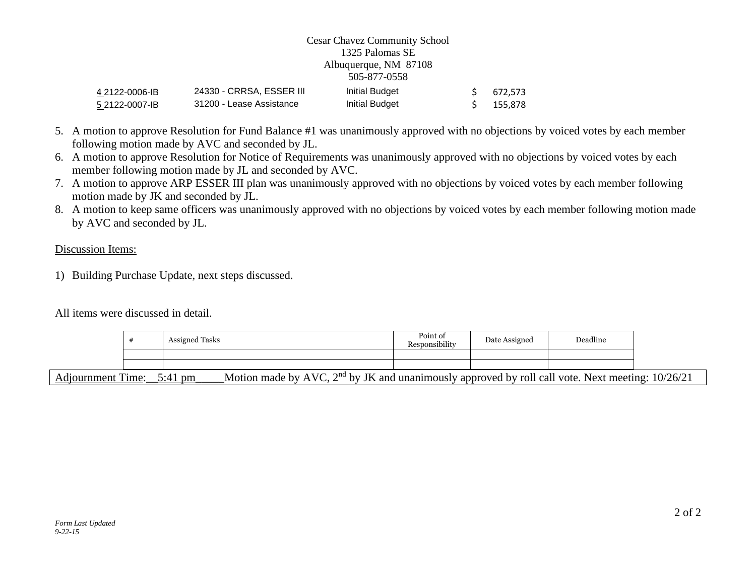Cesar Chavez Community School
1325 Palomas SE
Albuquerque, NM 87108
505-877-0558

| | | | |
|---|---|---|---|
| 4 2122-0006-IB | 24330 - CRRSA, ESSER III | Initial Budget | $ 672,573 |
| 5 2122-0007-IB | 31200 - Lease Assistance | Initial Budget | $ 155,878 |

5. A motion to approve Resolution for Fund Balance #1 was unanimously approved with no objections by voiced votes by each member following motion made by AVC and seconded by JL.
6. A motion to approve Resolution for Notice of Requirements was unanimously approved with no objections by voiced votes by each member following motion made by JL and seconded by AVC.
7. A motion to approve ARP ESSER III plan was unanimously approved with no objections by voiced votes by each member following motion made by JK and seconded by JL.
8. A motion to keep same officers was unanimously approved with no objections by voiced votes by each member following motion made by AVC and seconded by JL.

Discussion Items:

1) Building Purchase Update, next steps discussed.

All items were discussed in detail.

| # | Assigned Tasks | Point of Responsibility | Date Assigned | Deadline |
|---|---|---|---|---|
| | | | | |
| | | | | |

Adjournment Time:\_\_5:41 pm\_\_\_\_\_Motion made by AVC, 2nd by JK and unanimously approved by roll call vote. Next meeting: 10/26/21

*Form Last Updated 9-22-15*